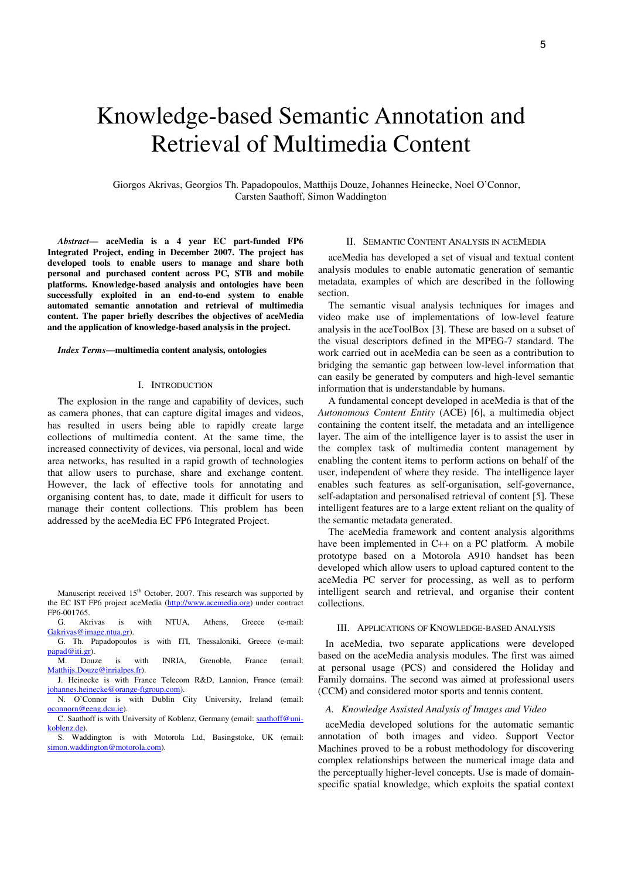# Knowledge-based Semantic Annotation and Retrieval of Multimedia Content

Giorgos Akrivas, Georgios Th. Papadopoulos, Matthijs Douze, Johannes Heinecke, Noel O'Connor, Carsten Saathoff, Simon Waddington

***Abstract*— aceMedia is a 4 year EC part-funded FP6 Integrated Project, ending in December 2007. The project has developed tools to enable users to manage and share both personal and purchased content across PC, STB and mobile platforms. Knowledge-based analysis and ontologies have been successfully exploited in an end-to-end system to enable automated semantic annotation and retrieval of multimedia content. The paper briefly describes the objectives of aceMedia and the application of knowledge-based analysis in the project.**

***Index Terms*—multimedia content analysis, ontologies**

## I. Introduction

The explosion in the range and capability of devices, such as camera phones, that can capture digital images and videos, has resulted in users being able to rapidly create large collections of multimedia content. At the same time, the increased connectivity of devices, via personal, local and wide area networks, has resulted in a rapid growth of technologies that allow users to purchase, share and exchange content. However, the lack of effective tools for annotating and organising content has, to date, made it difficult for users to manage their content collections. This problem has been addressed by the aceMedia EC FP6 Integrated Project.

Manuscript received 15th October, 2007. This research was supported by the EC IST FP6 project aceMedia (http://www.acemedia.org) under contract FP6-001765.

G. Akrivas is with NTUA, Athens, Greece (e-mail: Gakrivas@image.ntua.gr).

G. Th. Papadopoulos is with ITI, Thessaloniki, Greece (e-mail: papad@iti.gr).

M. Douze is with INRIA, Grenoble, France (email: Matthijs.Douze@inrialpes.fr).

J. Heinecke is with France Telecom R&D, Lannion, France (email: johannes.heinecke@orange-ftgroup.com).

N. O'Connor is with Dublin City University, Ireland (email: oconnorn@eeng.dcu.ie).

C. Saathoff is with University of Koblenz, Germany (email: saathoff@uni-koblenz.de).

S. Waddington is with Motorola Ltd, Basingstoke, UK (email: simon.waddington@motorola.com).

## II. Semantic Content Analysis in aceMedia

aceMedia has developed a set of visual and textual content analysis modules to enable automatic generation of semantic metadata, examples of which are described in the following section.

The semantic visual analysis techniques for images and video make use of implementations of low-level feature analysis in the aceToolBox [3]. These are based on a subset of the visual descriptors defined in the MPEG-7 standard. The work carried out in aceMedia can be seen as a contribution to bridging the semantic gap between low-level information that can easily be generated by computers and high-level semantic information that is understandable by humans.

A fundamental concept developed in aceMedia is that of the *Autonomous Content Entity* (ACE) [6], a multimedia object containing the content itself, the metadata and an intelligence layer. The aim of the intelligence layer is to assist the user in the complex task of multimedia content management by enabling the content items to perform actions on behalf of the user, independent of where they reside. The intelligence layer enables such features as self-organisation, self-governance, self-adaptation and personalised retrieval of content [5]. These intelligent features are to a large extent reliant on the quality of the semantic metadata generated.

The aceMedia framework and content analysis algorithms have been implemented in C++ on a PC platform. A mobile prototype based on a Motorola A910 handset has been developed which allow users to upload captured content to the aceMedia PC server for processing, as well as to perform intelligent search and retrieval, and organise their content collections.

## III. Applications of Knowledge-based Analysis

In aceMedia, two separate applications were developed based on the aceMedia analysis modules. The first was aimed at personal usage (PCS) and considered the Holiday and Family domains. The second was aimed at professional users (CCM) and considered motor sports and tennis content.

### *A. Knowledge Assisted Analysis of Images and Video*

aceMedia developed solutions for the automatic semantic annotation of both images and video. Support Vector Machines proved to be a robust methodology for discovering complex relationships between the numerical image data and the perceptually higher-level concepts. Use is made of domain-specific spatial knowledge, which exploits the spatial context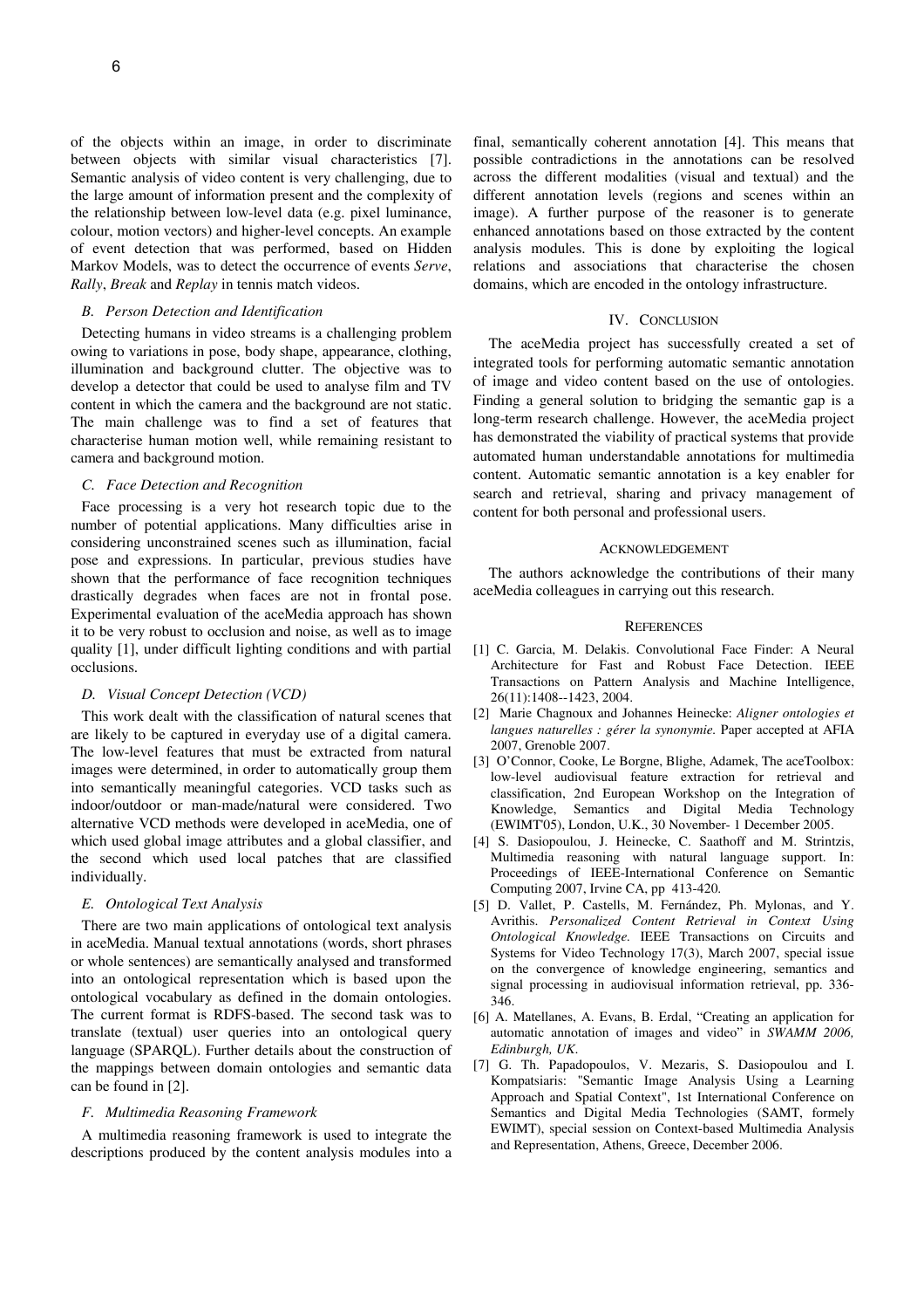of the objects within an image, in order to discriminate between objects with similar visual characteristics [7]. Semantic analysis of video content is very challenging, due to the large amount of information present and the complexity of the relationship between low-level data (e.g. pixel luminance, colour, motion vectors) and higher-level concepts. An example of event detection that was performed, based on Hidden Markov Models, was to detect the occurrence of events *Serve*, *Rally*, *Break* and *Replay* in tennis match videos.

### *B. Person Detection and Identification*

Detecting humans in video streams is a challenging problem owing to variations in pose, body shape, appearance, clothing, illumination and background clutter. The objective was to develop a detector that could be used to analyse film and TV content in which the camera and the background are not static. The main challenge was to find a set of features that characterise human motion well, while remaining resistant to camera and background motion.

### *C. Face Detection and Recognition*

Face processing is a very hot research topic due to the number of potential applications. Many difficulties arise in considering unconstrained scenes such as illumination, facial pose and expressions. In particular, previous studies have shown that the performance of face recognition techniques drastically degrades when faces are not in frontal pose. Experimental evaluation of the aceMedia approach has shown it to be very robust to occlusion and noise, as well as to image quality [1], under difficult lighting conditions and with partial occlusions.

### *D. Visual Concept Detection (VCD)*

This work dealt with the classification of natural scenes that are likely to be captured in everyday use of a digital camera. The low-level features that must be extracted from natural images were determined, in order to automatically group them into semantically meaningful categories. VCD tasks such as indoor/outdoor or man-made/natural were considered. Two alternative VCD methods were developed in aceMedia, one of which used global image attributes and a global classifier, and the second which used local patches that are classified individually.

### *E. Ontological Text Analysis*

There are two main applications of ontological text analysis in aceMedia. Manual textual annotations (words, short phrases or whole sentences) are semantically analysed and transformed into an ontological representation which is based upon the ontological vocabulary as defined in the domain ontologies. The current format is RDFS-based. The second task was to translate (textual) user queries into an ontological query language (SPARQL). Further details about the construction of the mappings between domain ontologies and semantic data can be found in [2].

### *F. Multimedia Reasoning Framework*

A multimedia reasoning framework is used to integrate the descriptions produced by the content analysis modules into a final, semantically coherent annotation [4]. This means that possible contradictions in the annotations can be resolved across the different modalities (visual and textual) and the different annotation levels (regions and scenes within an image). A further purpose of the reasoner is to generate enhanced annotations based on those extracted by the content analysis modules. This is done by exploiting the logical relations and associations that characterise the chosen domains, which are encoded in the ontology infrastructure.

## IV. Conclusion

The aceMedia project has successfully created a set of integrated tools for performing automatic semantic annotation of image and video content based on the use of ontologies. Finding a general solution to bridging the semantic gap is a long-term research challenge. However, the aceMedia project has demonstrated the viability of practical systems that provide automated human understandable annotations for multimedia content. Automatic semantic annotation is a key enabler for search and retrieval, sharing and privacy management of content for both personal and professional users.

## Acknowledgement

The authors acknowledge the contributions of their many aceMedia colleagues in carrying out this research.

## References

[1] C. Garcia, M. Delakis. Convolutional Face Finder: A Neural Architecture for Fast and Robust Face Detection. IEEE Transactions on Pattern Analysis and Machine Intelligence, 26(11):1408--1423, 2004.

[2] Marie Chagnoux and Johannes Heinecke: *Aligner ontologies et langues naturelles : gérer la synonymie.* Paper accepted at AFIA 2007, Grenoble 2007.

[3] O'Connor, Cooke, Le Borgne, Blighe, Adamek, The aceToolbox: low-level audiovisual feature extraction for retrieval and classification, 2nd European Workshop on the Integration of Knowledge, Semantics and Digital Media Technology (EWIMT'05), London, U.K., 30 November- 1 December 2005.

[4] S. Dasiopoulou, J. Heinecke, C. Saathoff and M. Strintzis, Multimedia reasoning with natural language support. In: Proceedings of IEEE-International Conference on Semantic Computing 2007, Irvine CA, pp 413-420.

[5] D. Vallet, P. Castells, M. Fernández, Ph. Mylonas, and Y. Avrithis. *Personalized Content Retrieval in Context Using Ontological Knowledge.* IEEE Transactions on Circuits and Systems for Video Technology 17(3), March 2007, special issue on the convergence of knowledge engineering, semantics and signal processing in audiovisual information retrieval, pp. 336-346.

[6] A. Matellanes, A. Evans, B. Erdal, "Creating an application for automatic annotation of images and video" in *SWAMM 2006, Edinburgh, UK*.

[7] G. Th. Papadopoulos, V. Mezaris, S. Dasiopoulou and I. Kompatsiaris: "Semantic Image Analysis Using a Learning Approach and Spatial Context", 1st International Conference on Semantics and Digital Media Technologies (SAMT, formely EWIMT), special session on Context-based Multimedia Analysis and Representation, Athens, Greece, December 2006.